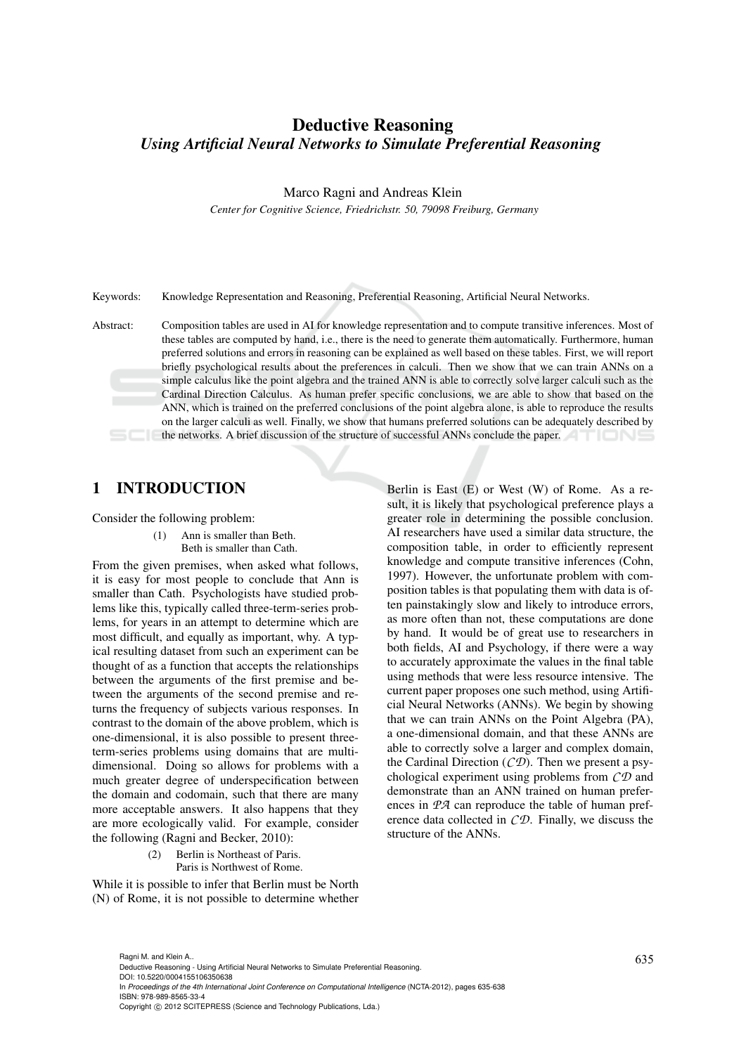# Deductive Reasoning
## *Using Artificial Neural Networks to Simulate Preferential Reasoning*

Marco Ragni and Andreas Klein

*Center for Cognitive Science, Friedrichstr. 50, 79098 Freiburg, Germany*

Keywords: Knowledge Representation and Reasoning, Preferential Reasoning, Artificial Neural Networks.

Abstract: Composition tables are used in AI for knowledge representation and to compute transitive inferences. Most of these tables are computed by hand, i.e., there is the need to generate them automatically. Furthermore, human preferred solutions and errors in reasoning can be explained as well based on these tables. First, we will report briefly psychological results about the preferences in calculi. Then we show that we can train ANNs on a simple calculus like the point algebra and the trained ANN is able to correctly solve larger calculi such as the Cardinal Direction Calculus. As human prefer specific conclusions, we are able to show that based on the ANN, which is trained on the preferred conclusions of the point algebra alone, is able to reproduce the results on the larger calculi as well. Finally, we show that humans preferred solutions can be adequately described by the networks. A brief discussion of the structure of successful ANNs conclude the paper.

## 1 INTRODUCTION

Consider the following problem:

> (1) Ann is smaller than Beth.
> Beth is smaller than Cath.

From the given premises, when asked what follows, it is easy for most people to conclude that Ann is smaller than Cath. Psychologists have studied problems like this, typically called three-term-series problems, for years in an attempt to determine which are most difficult, and equally as important, why. A typical resulting dataset from such an experiment can be thought of as a function that accepts the relationships between the arguments of the first premise and between the arguments of the second premise and returns the frequency of subjects various responses. In contrast to the domain of the above problem, which is one-dimensional, it is also possible to present three-term-series problems using domains that are multi-dimensional. Doing so allows for problems with a much greater degree of underspecification between the domain and codomain, such that there are many more acceptable answers. It also happens that they are more ecologically valid. For example, consider the following (Ragni and Becker, 2010):

> (2) Berlin is Northeast of Paris.
> Paris is Northwest of Rome.

While it is possible to infer that Berlin must be North (N) of Rome, it is not possible to determine whether Berlin is East (E) or West (W) of Rome. As a result, it is likely that psychological preference plays a greater role in determining the possible conclusion. AI researchers have used a similar data structure, the composition table, in order to efficiently represent knowledge and compute transitive inferences (Cohn, 1997). However, the unfortunate problem with composition tables is that populating them with data is often painstakingly slow and likely to introduce errors, as more often than not, these computations are done by hand. It would be of great use to researchers in both fields, AI and Psychology, if there were a way to accurately approximate the values in the final table using methods that were less resource intensive. The current paper proposes one such method, using Artificial Neural Networks (ANNs). We begin by showing that we can train ANNs on the Point Algebra (PA), a one-dimensional domain, and that these ANNs are able to correctly solve a larger and complex domain, the Cardinal Direction ($\mathcal{CD}$). Then we present a psychological experiment using problems from $\mathcal{CD}$ and demonstrate than an ANN trained on human preferences in $\mathcal{PA}$ can reproduce the table of human preference data collected in $\mathcal{CD}$. Finally, we discuss the structure of the ANNs.

Ragni M. and Klein A..
Deductive Reasoning - Using Artificial Neural Networks to Simulate Preferential Reasoning.
DOI: 10.5220/0004155106350638
In *Proceedings of the 4th International Joint Conference on Computational Intelligence* (NCTA-2012), pages 635-638
ISBN: 978-989-8565-33-4
Copyright © 2012 SCITEPRESS (Science and Technology Publications, Lda.)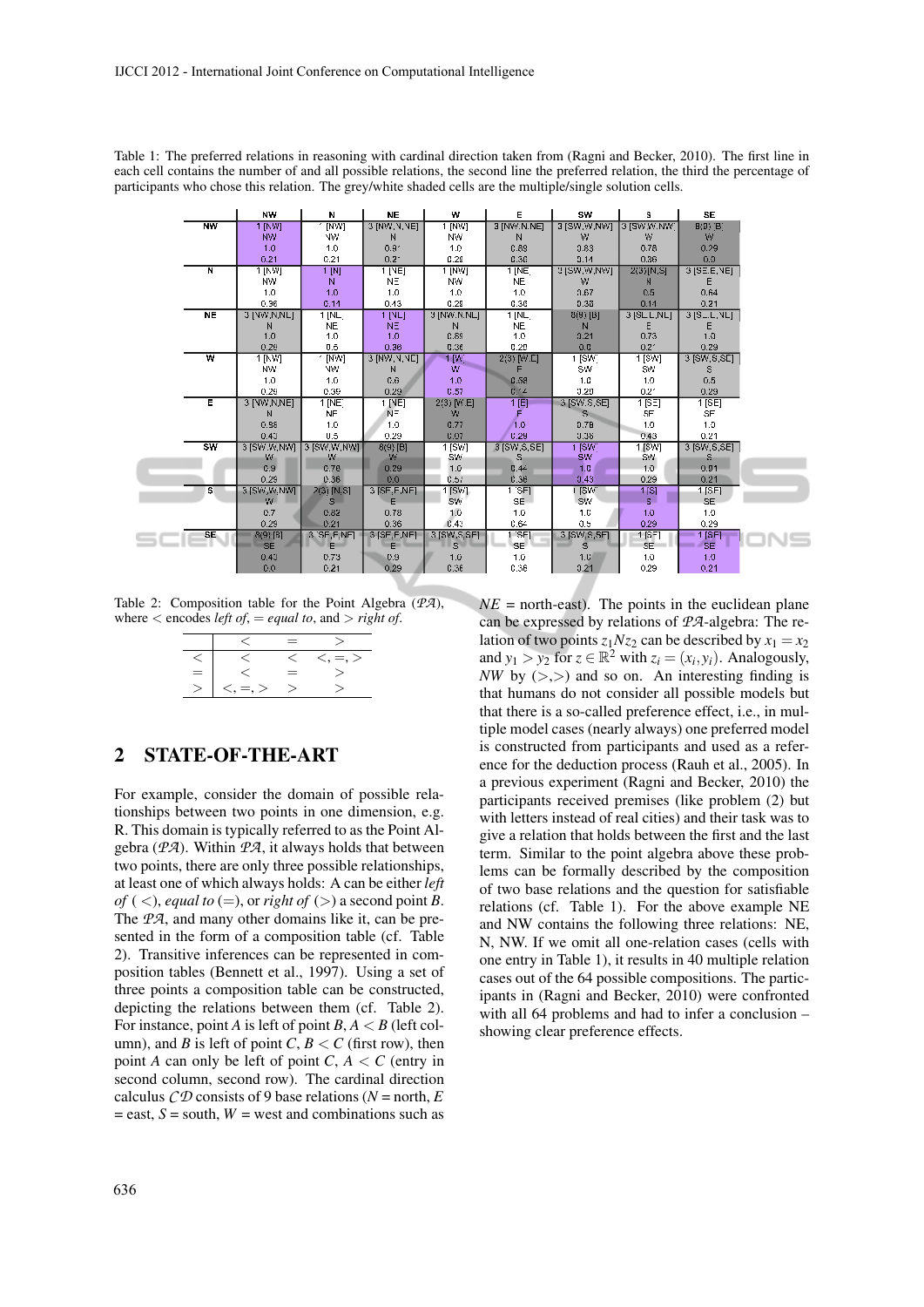Table 1: The preferred relations in reasoning with cardinal direction taken from (Ragni and Becker, 2010). The first line in each cell contains the number of and all possible relations, the second line the preferred relation, the third the percentage of participants who chose this relation. The grey/white shaded cells are the multiple/single solution cells.

| | NW | N | NE | W | E | SW | S | SE |
|---|---|---|---|---|---|---|---|---|
| NW | 1 [NW]<br>NW<br>1.0<br>0.21 | 1 [NW]<br>NW<br>1.0<br>0.21 | 3 [NW,N,NE]<br>N<br>0.91<br>0.21 | 1 [NW]<br>NW<br>1.0<br>0.29 | 3 [NW,N,NE]<br>N<br>0.89<br>0.36 | 3 [SW,W,NW]<br>W<br>0.83<br>0.14 | 3 [SW,W,NW]<br>W<br>0.78<br>0.36 | 8(9) [B]<br>W<br>0.29<br>0.0 |
| N | 1 [NW]<br>NW<br>1.0<br>0.36 | 1 [N]<br>N<br>1.0<br>0.14 | 1 [NE]<br>NE<br>1.0<br>0.43 | 1 [NW]<br>NW<br>1.0<br>0.29 | 1 [NE]<br>NE<br>1.0<br>0.36 | 3 [SW,W,NW]<br>W<br>0.67<br>0.36 | 2(3) [N,S]<br>N<br>0.5<br>0.14 | 3 [SE,E,NE]<br>E<br>0.64<br>0.21 |
| NE | 3 [NW,N,NE]<br>N<br>1.0<br>0.29 | 1 [NE]<br>NE<br>1.0<br>0.5 | 1 [NE]<br>NE<br>1.0<br>0.36 | 3 [NW,N,NE]<br>N<br>0.69<br>0.36 | 1 [NE]<br>NE<br>1.0<br>0.29 | 8(9) [B]<br>N<br>0.21<br>0.0 | 3 [SE,E,NE]<br>E<br>0.73<br>0.21 | 3 [SE,E,NE]<br>E<br>1.0<br>0.29 |
| W | 1 [NW]<br>NW<br>1.0<br>0.29 | 1 [NW]<br>NW<br>1.0<br>0.36 | 3 [NW,N,NE]<br>N<br>0.6<br>0.29 | 1 [W]<br>W<br>1.0<br>0.57 | 2(3) [W,E]<br>E<br>0.58<br>0.14 | 1 [SW]<br>SW<br>1.0<br>0.29 | 1 [SW]<br>SW<br>1.0<br>0.21 | 3 [SW,S,SE]<br>S<br>0.5<br>0.29 |
| E | 3 [NW,N,NE]<br>N<br>0.86<br>0.43 | 1 [NE]<br>NE<br>1.0<br>0.5 | 1 [NE]<br>NE<br>1.0<br>0.29 | 2(3) [W,E]<br>W<br>0.77<br>0.07 | 1 [E]<br>E<br>1.0<br>0.29 | 3 [SW,S,SE]<br>S<br>0.78<br>0.36 | 1 [SE]<br>SE<br>1.0<br>0.43 | 1 [SE]<br>SE<br>1.0<br>0.21 |
| SW | 3 [SW,W,NW]<br>W<br>0.9<br>0.29 | 3 [SW,W,NW]<br>W<br>0.78<br>0.36 | 8(9) [B]<br>W<br>0.29<br>0.0 | 1 [SW]<br>SW<br>1.0<br>0.57 | 3 [SW,S,SE]<br>S<br>0.44<br>0.36 | 1 [SW]<br>SW<br>1.0<br>0.43 | 1 [SW]<br>SW<br>1.0<br>0.29 | 3 [SW,S,SE]<br>S<br>0.91<br>0.21 |
| S | 3 [SW,W,NW]<br>W<br>0.7<br>0.29 | 2(3) [N,S]<br>S<br>0.82<br>0.21 | 3 [SE,E,NE]<br>E<br>0.78<br>0.36 | 1 [SW]<br>SW<br>1.0<br>0.43 | 1 [SE]<br>SE<br>1.0<br>0.64 | 1 [SW]<br>SW<br>1.0<br>0.5 | 1 [S]<br>S<br>1.0<br>0.29 | 1 [SE]<br>SE<br>1.0<br>0.29 |
| SE | 8(9) [B]<br>SE<br>0.43<br>0.0 | 3 [SE,E,NE]<br>E<br>0.73<br>0.21 | 3 [SE,E,NE]<br>E<br>0.9<br>0.29 | 3 [SW,S,SE]<br>S<br>1.0<br>0.36 | 1 [SE]<br>SE<br>1.0<br>0.36 | 3 [SW,S,SE]<br>S<br>1.0<br>0.21 | 1 [SE]<br>SE<br>1.0<br>0.29 | 1 [SE]<br>SE<br>1.0<br>0.21 |

Table 2: Composition table for the Point Algebra ($\mathcal{PA}$), where $<$ encodes *left of*, $=$ *equal to*, and $>$ *right of*.

| | $<$ | $=$ | $>$ |
|---|---|---|---|
| $<$ | $<$ | $<$ | $<,=,>$ |
| $=$ | $<$ | $=$ | $>$ |
| $>$ | $<,=,>$ | $>$ | $>$ |

## 2 STATE-OF-THE-ART

For example, consider the domain of possible relationships between two points in one dimension, e.g. R. This domain is typically referred to as the Point Algebra ($\mathcal{PA}$). Within $\mathcal{PA}$, it always holds that between two points, there are only three possible relationships, at least one of which always holds: A can be either *left of* ($<$), *equal to* ($=$), or *right of* ($>$) a second point *B*. The $\mathcal{PA}$, and many other domains like it, can be presented in the form of a composition table (cf. Table 2). Transitive inferences can be represented in composition tables (Bennett et al., 1997). Using a set of three points a composition table can be constructed, depicting the relations between them (cf. Table 2). For instance, point *A* is left of point *B*, $A < B$ (left column), and *B* is left of point *C*, $B < C$ (first row), then point *A* can only be left of point *C*, $A < C$ (entry in second column, second row). The cardinal direction calculus $\mathcal{CD}$ consists of 9 base relations (*N* = north, *E* = east, *S* = south, *W* = west and combinations such as *NE* = north-east). The points in the euclidean plane can be expressed by relations of $\mathcal{PA}$-algebra: The relation of two points $z_1 N z_2$ can be described by $x_1 = x_2$ and $y_1 > y_2$ for $z \in \mathbb{R}^2$ with $z_i = (x_i, y_i)$. Analogously, *NW* by $(>,>)$ and so on. An interesting finding is that humans do not consider all possible models but that there is a so-called preference effect, i.e., in multiple model cases (nearly always) one preferred model is constructed from participants and used as a reference for the deduction process (Rauh et al., 2005). In a previous experiment (Ragni and Becker, 2010) the participants received premises (like problem (2) but with letters instead of real cities) and their task was to give a relation that holds between the first and the last term. Similar to the point algebra above these problems can be formally described by the composition of two base relations and the question for satisfiable relations (cf. Table 1). For the above example NE and NW contains the following three relations: NE, N, NW. If we omit all one-relation cases (cells with one entry in Table 1), it results in 40 multiple relation cases out of the 64 possible compositions. The participants in (Ragni and Becker, 2010) were confronted with all 64 problems and had to infer a conclusion – showing clear preference effects.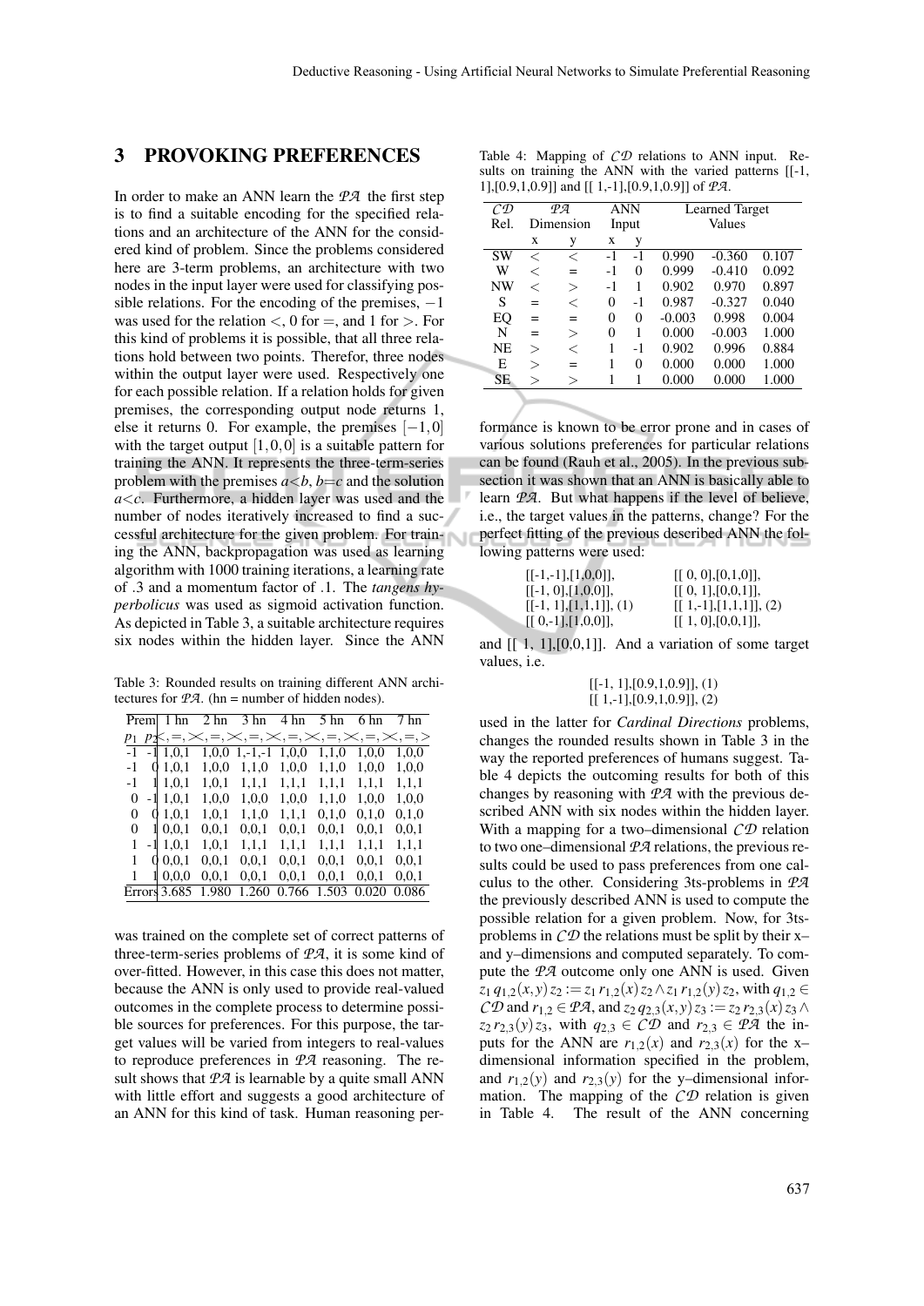## 3 PROVOKING PREFERENCES

In order to make an ANN learn the $\mathcal{PA}$ the first step is to find a suitable encoding for the specified relations and an architecture of the ANN for the considered kind of problem. Since the problems considered here are 3-term problems, an architecture with two nodes in the input layer were used for classifying possible relations. For the encoding of the premises, $-1$ was used for the relation $<$, 0 for $=$, and 1 for $>$. For this kind of problems it is possible, that all three relations hold between two points. Therefor, three nodes within the output layer were used. Respectively one for each possible relation. If a relation holds for given premises, the corresponding output node returns 1, else it returns 0. For example, the premises $[-1,0]$ with the target output $[1,0,0]$ is a suitable pattern for training the ANN. It represents the three-term-series problem with the premises $a<b$, $b=c$ and the solution $a<c$. Furthermore, a hidden layer was used and the number of nodes iteratively increased to find a successful architecture for the given problem. For training the ANN, backpropagation was used as learning algorithm with 1000 training iterations, a learning rate of .3 and a momentum factor of .1. The *tangens hyperbolicus* was used as sigmoid activation function. As depicted in Table 3, a suitable architecture requires six nodes within the hidden layer. Since the ANN

Table 3: Rounded results on training different ANN architectures for $\mathcal{PA}$. (hn = number of hidden nodes).

| Prem | | 1 hn | 2 hn | 3 hn | 4 hn | 5 hn | 6 hn | 7 hn |
|---|---|---|---|---|---|---|---|---|
| $p_1$ | $p_2$ | $<,=,>$ | $<,=,>$ | $<,=,>$ | $<,=,>$ | $<,=,>$ | $<,=,>$ | $<,=,>$ |
| -1 | -1 | 1,0,1 | 1,0,0 | 1,-1,-1 | 1,0,0 | 1,1,0 | 1,0,0 | 1,0,0 |
| -1 | 0 | 1,0,1 | 1,0,0 | 1,1,0 | 1,0,0 | 1,1,0 | 1,0,0 | 1,0,0 |
| -1 | 1 | 1,0,1 | 1,0,1 | 1,1,1 | 1,1,1 | 1,1,1 | 1,1,1 | 1,1,1 |
| 0 | -1 | 1,0,1 | 1,0,0 | 1,0,0 | 1,0,0 | 1,1,0 | 1,0,0 | 1,0,0 |
| 0 | 0 | 1,0,1 | 1,0,1 | 1,1,0 | 1,1,1 | 0,1,0 | 0,1,0 | 0,1,0 |
| 0 | 1 | 0,0,1 | 0,0,1 | 0,0,1 | 0,0,1 | 0,0,1 | 0,0,1 | 0,0,1 |
| 1 | -1 | 1,0,1 | 1,0,1 | 1,1,1 | 1,1,1 | 1,1,1 | 1,1,1 | 1,1,1 |
| 1 | 0 | 0,0,1 | 0,0,1 | 0,0,1 | 0,0,1 | 0,0,1 | 0,0,1 | 0,0,1 |
| 1 | 1 | 0,0,0 | 0,0,1 | 0,0,1 | 0,0,1 | 0,0,1 | 0,0,1 | 0,0,1 |
| Errors | | 3.685 | 1.980 | 1.260 | 0.766 | 1.503 | 0.020 | 0.086 |

was trained on the complete set of correct patterns of three-term-series problems of $\mathcal{PA}$, it is some kind of over-fitted. However, in this case this does not matter, because the ANN is only used to provide real-valued outcomes in the complete process to determine possible sources for preferences. For this purpose, the target values will be varied from integers to real-values to reproduce preferences in $\mathcal{PA}$ reasoning. The result shows that $\mathcal{PA}$ is learnable by a quite small ANN with little effort and suggests a good architecture of an ANN for this kind of task. Human reasoning performance is known to be error prone and in cases of various solutions preferences for particular relations can be found (Rauh et al., 2005). In the previous subsection it was shown that an ANN is basically able to learn $\mathcal{PA}$. But what happens if the level of believe, i.e., the target values in the patterns, change? For the perfect fitting of the previous described ANN the following patterns were used:

[[-1,-1],[1,0,0]], [[ 0, 0],[0,1,0]],
[[-1, 0],[1,0,0]], [[ 0, 1],[0,0,1]],
[[-1, 1],[1,1,1]], (1) [[ 1,-1],[1,1,1]], (2)
[[ 0,-1],[1,0,0]], [[ 1, 0],[0,0,1]],

and [[ 1, 1],[0,0,1]]. And a variation of some target values, i.e.

[[-1, 1],[0.9,1,0.9]], (1)
[[ 1,-1],[0.9,1,0.9]], (2)

used in the latter for *Cardinal Directions* problems, changes the rounded results shown in Table 3 in the way the reported preferences of humans suggest. Table 4 depicts the outcoming results for both of this changes by reasoning with $\mathcal{PA}$ with the previous described ANN with six nodes within the hidden layer. With a mapping for a two–dimensional $\mathcal{CD}$ relation to two one–dimensional $\mathcal{PA}$ relations, the previous results could be used to pass preferences from one calculus to the other. Considering 3ts-problems in $\mathcal{PA}$ the previously described ANN is used to compute the possible relation for a given problem. Now, for 3ts-problems in $\mathcal{CD}$ the relations must be split by their x– and y–dimensions and computed separately. To compute the $\mathcal{PA}$ outcome only one ANN is used. Given $z_1\, q_{1,2}(x,y)\, z_2 := z_1\, r_{1,2}(x)\, z_2 \wedge z_1\, r_{1,2}(y)\, z_2$, with $q_{1,2} \in \mathcal{CD}$ and $r_{1,2} \in \mathcal{PA}$, and $z_2\, q_{2,3}(x,y)\, z_3 := z_2\, r_{2,3}(x)\, z_3 \wedge z_2\, r_{2,3}(y)\, z_3$, with $q_{2,3} \in \mathcal{CD}$ and $r_{2,3} \in \mathcal{PA}$ the inputs for the ANN are $r_{1,2}(x)$ and $r_{2,3}(x)$ for the x–dimensional information specified in the problem, and $r_{1,2}(y)$ and $r_{2,3}(y)$ for the y–dimensional information. The mapping of the $\mathcal{CD}$ relation is given in Table 4. The result of the ANN concerning

Table 4: Mapping of $\mathcal{CD}$ relations to ANN input. Results on training the ANN with the varied patterns [[-1, 1],[0.9,1,0.9]] and [[ 1,-1],[0.9,1,0.9]] of $\mathcal{PA}$.

| $\mathcal{CD}$ Rel. | $\mathcal{PA}$ Dimension | | ANN Input | | Learned Target Values | | |
|---|---|---|---|---|---|---|---|
| | x | y | x | y | | | |
| SW | $<$ | $<$ | -1 | -1 | 0.990 | -0.360 | 0.107 |
| W | $<$ | $=$ | -1 | 0 | 0.999 | -0.410 | 0.092 |
| NW | $<$ | $>$ | -1 | 1 | 0.902 | 0.970 | 0.897 |
| S | $=$ | $<$ | 0 | -1 | 0.987 | -0.327 | 0.040 |
| EQ | $=$ | $=$ | 0 | 0 | -0.003 | 0.998 | 0.004 |
| N | $=$ | $>$ | 0 | 1 | 0.000 | -0.003 | 1.000 |
| NE | $>$ | $<$ | 1 | -1 | 0.902 | 0.996 | 0.884 |
| E | $>$ | $=$ | 1 | 0 | 0.000 | 0.000 | 1.000 |
| SE | $>$ | $>$ | 1 | 1 | 0.000 | 0.000 | 1.000 |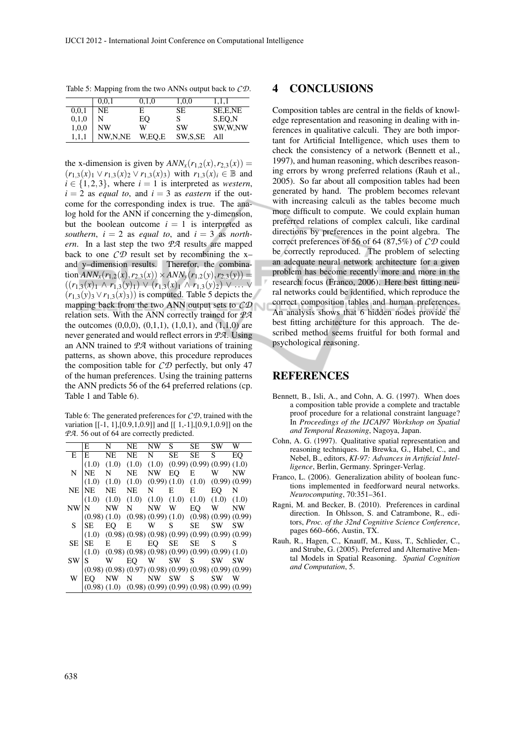Table 5: Mapping from the two ANNs output back to $\mathcal{CD}$.

| | 0,0,1 | 0,1,0 | 1,0,0 | 1,1,1 |
|---|---|---|---|---|
| 0,0,1 | NE | E | SE | SE,E,NE |
| 0,1,0 | N | EQ | S | S,EQ,N |
| 1,0,0 | NW | W | SW | SW,W,NW |
| 1,1,1 | NW,N,NE | W,EQ,E | SW,S,SE | All |

the x-dimension is given by $ANN_x(r_{1,2}(x), r_{2,3}(x)) = (r_{1,3}(x)_1 \vee r_{1,3}(x)_2 \vee r_{1,3}(x)_3)$ with $r_{1,3}(x)_i \in \mathbb{B}$ and $i \in \{1,2,3\}$, where $i = 1$ is interpreted as *western*, $i = 2$ as *equal to*, and $i = 3$ as *eastern* if the outcome for the corresponding index is true. The analog hold for the ANN if concerning the y-dimension, but the boolean outcome $i = 1$ is interpreted as *southern*, $i = 2$ as *equal to*, and $i = 3$ as *northern*. In a last step the two $\mathcal{PA}$ results are mapped back to one $\mathcal{CD}$ result set by recombining the x– and y–dimension results. Therefor, the combination $ANN_x(r_{1,2}(x), r_{2,3}(x)) \times ANN_y(r_{1,2}(y), r_{2,3}(y)) = ((r_{1,3}(x)_1 \wedge r_{1,3}(y)_1) \vee (r_{1,3}(x)_1 \wedge r_{1,3}(y)_2) \vee \ldots \vee (r_{1,3}(y)_3 \vee r_{1,3}(x)_3))$ is computed. Table 5 depicts the mapping back from the two ANN output sets to $\mathcal{CD}$ relation sets. With the ANN correctly trained for $\mathcal{PA}$ the outcomes (0,0,0), (0,1,1), (1,0,1), and (1,1,0) are never generated and would reflect errors in $\mathcal{PA}$. Using an ANN trained to $\mathcal{PA}$ without variations of training patterns, as shown above, this procedure reproduces the composition table for $\mathcal{CD}$ perfectly, but only 47 of the human preferences. Using the training patterns the ANN predicts 56 of the 64 preferred relations (cp. Table 1 and Table 6).

Table 6: The generated preferences for $\mathcal{CD}$, trained with the variation [[-1, 1],[0.9,1,0.9]] and [[ 1,-1],[0.9,1,0.9]] on the $\mathcal{PA}$. 56 out of 64 are correctly predicted.

| | E | N | NE | NW | S | SE | SW | W |
|---|---|---|---|---|---|---|---|---|
| E | E | NE | NE | N | SE | SE | S | EQ |
| | (1.0) | (1.0) | (1.0) | (1.0) | (0.99) | (0.99) | (0.99) | (1.0) |
| N | NE | N | NE | NW | EQ | E | W | NW |
| | (1.0) | (1.0) | (1.0) | (0.99) | (1.0) | (1.0) | (0.99) | (0.99) |
| NE | NE | NE | NE | N | E | E | EQ | N |
| | (1.0) | (1.0) | (1.0) | (1.0) | (1.0) | (1.0) | (1.0) | (1.0) |
| NW | N | NW | N | NW | W | EQ | W | NW |
| | (0.98) | (1.0) | (0.98) | (0.99) | (1.0) | (0.98) | (0.99) | (0.99) |
| S | SE | EQ | E | W | S | SE | SW | SW |
| | (1.0) | (0.98) | (0.98) | (0.98) | (0.99) | (0.99) | (0.99) | (0.99) |
| SE | SE | E | E | EQ | SE | SE | S | S |
| | (1.0) | (0.98) | (0.98) | (0.98) | (0.99) | (0.99) | (0.99) | (1.0) |
| SW | S | W | EQ | W | SW | S | SW | SW |
| | (0.98) | (0.98) | (0.97) | (0.98) | (0.99) | (0.98) | (0.99) | (0.99) |
| W | EQ | NW | N | NW | SW | S | SW | W |
| | (0.98) | (1.0) | (0.98) | (0.99) | (0.99) | (0.98) | (0.99) | (0.99) |

## 4 CONCLUSIONS

Composition tables are central in the fields of knowledge representation and reasoning in dealing with inferences in qualitative calculi. They are both important for Artificial Intelligence, which uses them to check the consistency of a network (Bennett et al., 1997), and human reasoning, which describes reasoning errors by wrong preferred relations (Rauh et al., 2005). So far about all composition tables had been generated by hand. The problem becomes relevant with increasing calculi as the tables become much more difficult to compute. We could explain human preferred relations of complex calculi, like cardinal directions by preferences in the point algebra. The correct preferences of 56 of 64 (87,5%) of $\mathcal{CD}$ could be correctly reproduced. The problem of selecting an adequate neural network architecture for a given problem has become recently more and more in the research focus (Franco, 2006). Here best fitting neural networks could be identified, which reproduce the correct composition tables and human preferences. An analysis shows that 6 hidden nodes provide the best fitting architecture for this approach. The described method seems fruitful for both formal and psychological reasoning.

## REFERENCES

Bennett, B., Isli, A., and Cohn, A. G. (1997). When does a composition table provide a complete and tractable proof procedure for a relational constraint language? In *Proceedings of the IJCAI97 Workshop on Spatial and Temporal Reasoning*, Nagoya, Japan.

Cohn, A. G. (1997). Qualitative spatial representation and reasoning techniques. In Brewka, G., Habel, C., and Nebel, B., editors, *KI-97: Advances in Artificial Intelligence*, Berlin, Germany. Springer-Verlag.

Franco, L. (2006). Generalization ability of boolean functions implemented in feedforward neural networks. *Neurocomputing*, 70:351–361.

Ragni, M. and Becker, B. (2010). Preferences in cardinal direction. In Ohlsson, S. and Catrambone, R., editors, *Proc. of the 32nd Cognitive Science Conference*, pages 660–666, Austin, TX.

Rauh, R., Hagen, C., Knauff, M., Kuss, T., Schlieder, C., and Strube, G. (2005). Preferred and Alternative Mental Models in Spatial Reasoning. *Spatial Cognition and Computation*, 5.